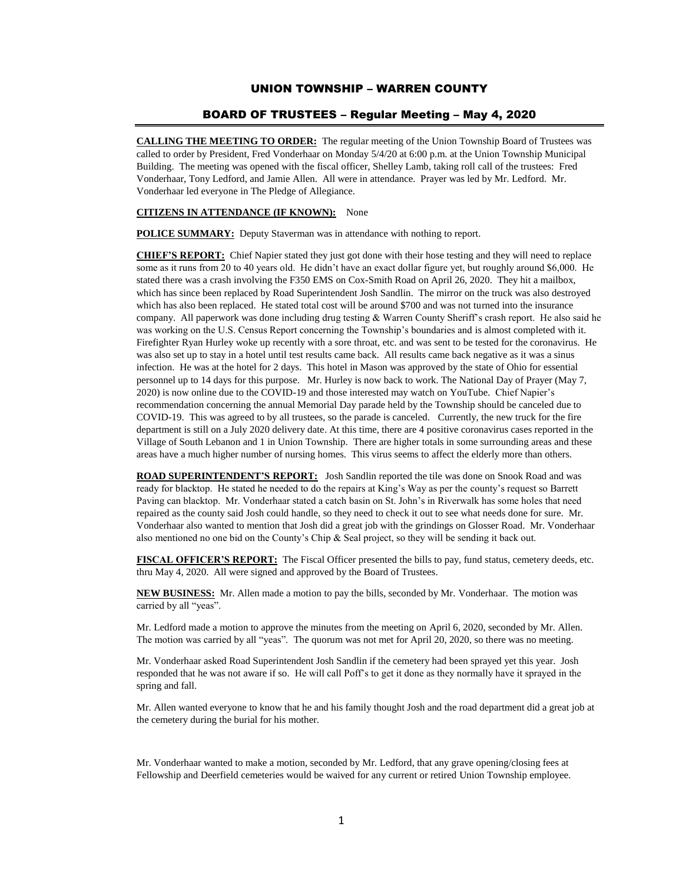# UNION TOWNSHIP – WARREN COUNTY

## BOARD OF TRUSTEES – Regular Meeting – May 4, 2020

**CALLING THE MEETING TO ORDER:** The regular meeting of the Union Township Board of Trustees was called to order by President, Fred Vonderhaar on Monday 5/4/20 at 6:00 p.m. at the Union Township Municipal Building. The meeting was opened with the fiscal officer, Shelley Lamb, taking roll call of the trustees: Fred Vonderhaar, Tony Ledford, and Jamie Allen. All were in attendance. Prayer was led by Mr. Ledford. Mr. Vonderhaar led everyone in The Pledge of Allegiance.

**CITIZENS IN ATTENDANCE (IF KNOWN):** None

**POLICE SUMMARY:** Deputy Staverman was in attendance with nothing to report.

**CHIEF'S REPORT:** Chief Napier stated they just got done with their hose testing and they will need to replace some as it runs from 20 to 40 years old. He didn't have an exact dollar figure yet, but roughly around $6,000. He stated there was a crash involving the F350 EMS on Cox-Smith Road on April 26, 2020. They hit a mailbox, which has since been replaced by Road Superintendent Josh Sandlin. The mirror on the truck was also destroyed which has also been replaced. He stated total cost will be around $700 and was not turned into the insurance company. All paperwork was done including drug testing & Warren County Sheriff's crash report. He also said he was working on the U.S. Census Report concerning the Township's boundaries and is almost completed with it. Firefighter Ryan Hurley woke up recently with a sore throat, etc. and was sent to be tested for the coronavirus. He was also set up to stay in a hotel until test results came back. All results came back negative as it was a sinus infection. He was at the hotel for 2 days. This hotel in Mason was approved by the state of Ohio for essential personnel up to 14 days for this purpose. Mr. Hurley is now back to work. The National Day of Prayer (May 7, 2020) is now online due to the COVID-19 and those interested may watch on YouTube. Chief Napier's recommendation concerning the annual Memorial Day parade held by the Township should be canceled due to COVID-19. This was agreed to by all trustees, so the parade is canceled. Currently, the new truck for the fire department is still on a July 2020 delivery date. At this time, there are 4 positive coronavirus cases reported in the Village of South Lebanon and 1 in Union Township. There are higher totals in some surrounding areas and these areas have a much higher number of nursing homes. This virus seems to affect the elderly more than others.

**ROAD SUPERINTENDENT'S REPORT:** Josh Sandlin reported the tile was done on Snook Road and was ready for blacktop. He stated he needed to do the repairs at King's Way as per the county's request so Barrett Paving can blacktop. Mr. Vonderhaar stated a catch basin on St. John's in Riverwalk has some holes that need repaired as the county said Josh could handle, so they need to check it out to see what needs done for sure. Mr. Vonderhaar also wanted to mention that Josh did a great job with the grindings on Glosser Road. Mr. Vonderhaar also mentioned no one bid on the County's Chip & Seal project, so they will be sending it back out.

**FISCAL OFFICER'S REPORT:** The Fiscal Officer presented the bills to pay, fund status, cemetery deeds, etc. thru May 4, 2020. All were signed and approved by the Board of Trustees.

**NEW BUSINESS:** Mr. Allen made a motion to pay the bills, seconded by Mr. Vonderhaar. The motion was carried by all "yeas".

Mr. Ledford made a motion to approve the minutes from the meeting on April 6, 2020, seconded by Mr. Allen. The motion was carried by all "yeas". The quorum was not met for April 20, 2020, so there was no meeting.

Mr. Vonderhaar asked Road Superintendent Josh Sandlin if the cemetery had been sprayed yet this year. Josh responded that he was not aware if so. He will call Poff's to get it done as they normally have it sprayed in the spring and fall.

Mr. Allen wanted everyone to know that he and his family thought Josh and the road department did a great job at the cemetery during the burial for his mother.

Mr. Vonderhaar wanted to make a motion, seconded by Mr. Ledford, that any grave opening/closing fees at Fellowship and Deerfield cemeteries would be waived for any current or retired Union Township employee.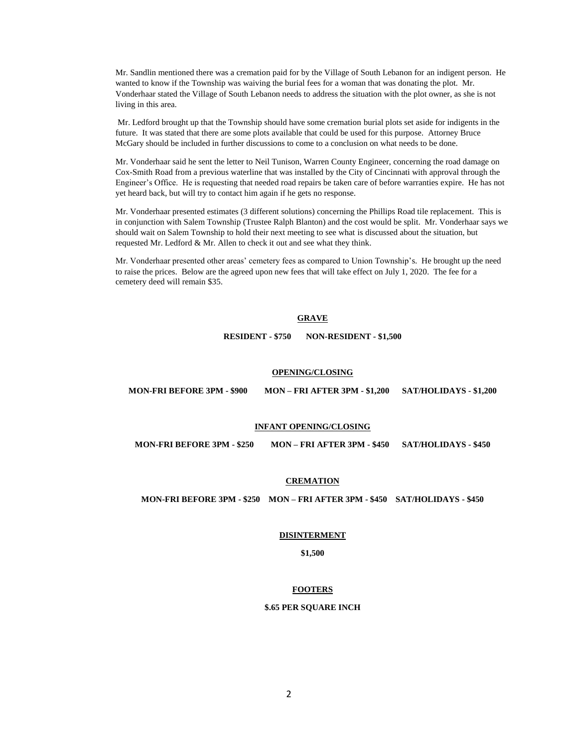Mr. Sandlin mentioned there was a cremation paid for by the Village of South Lebanon for an indigent person. He wanted to know if the Township was waiving the burial fees for a woman that was donating the plot. Mr. Vonderhaar stated the Village of South Lebanon needs to address the situation with the plot owner, as she is not living in this area.

Mr. Ledford brought up that the Township should have some cremation burial plots set aside for indigents in the future. It was stated that there are some plots available that could be used for this purpose. Attorney Bruce McGary should be included in further discussions to come to a conclusion on what needs to be done.

Mr. Vonderhaar said he sent the letter to Neil Tunison, Warren County Engineer, concerning the road damage on Cox-Smith Road from a previous waterline that was installed by the City of Cincinnati with approval through the Engineer's Office. He is requesting that needed road repairs be taken care of before warranties expire. He has not yet heard back, but will try to contact him again if he gets no response.

Mr. Vonderhaar presented estimates (3 different solutions) concerning the Phillips Road tile replacement. This is in conjunction with Salem Township (Trustee Ralph Blanton) and the cost would be split. Mr. Vonderhaar says we should wait on Salem Township to hold their next meeting to see what is discussed about the situation, but requested Mr. Ledford & Mr. Allen to check it out and see what they think.

Mr. Vonderhaar presented other areas' cemetery fees as compared to Union Township's. He brought up the need to raise the prices. Below are the agreed upon new fees that will take effect on July 1, 2020. The fee for a cemetery deed will remain $35.

**GRAVE**

**RESIDENT - $750 NON-RESIDENT - $1,500**

**OPENING/CLOSING**

**MON-FRI BEFORE 3PM - $900 MON – FRI AFTER 3PM - $1,200 SAT/HOLIDAYS - $1,200**

**INFANT OPENING/CLOSING**

**MON-FRI BEFORE 3PM - $250 MON – FRI AFTER 3PM - $450 SAT/HOLIDAYS - $450**

**CREMATION**

**MON-FRI BEFORE 3PM - $250 MON – FRI AFTER 3PM - $450 SAT/HOLIDAYS - $450**

**DISINTERMENT**

**$1,500**

**FOOTERS**

**$.65 PER SQUARE INCH**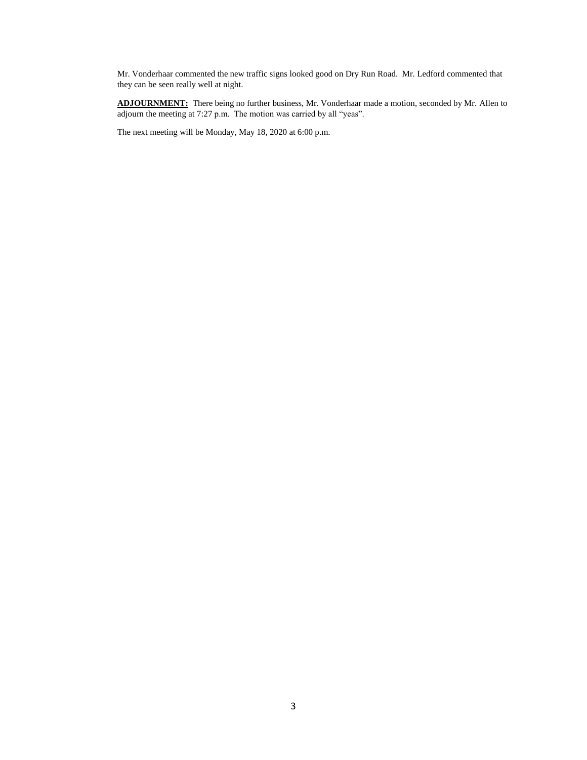Mr. Vonderhaar commented the new traffic signs looked good on Dry Run Road. Mr. Ledford commented that they can be seen really well at night.

**ADJOURNMENT:** There being no further business, Mr. Vonderhaar made a motion, seconded by Mr. Allen to adjourn the meeting at 7:27 p.m. The motion was carried by all "yeas".

The next meeting will be Monday, May 18, 2020 at 6:00 p.m.